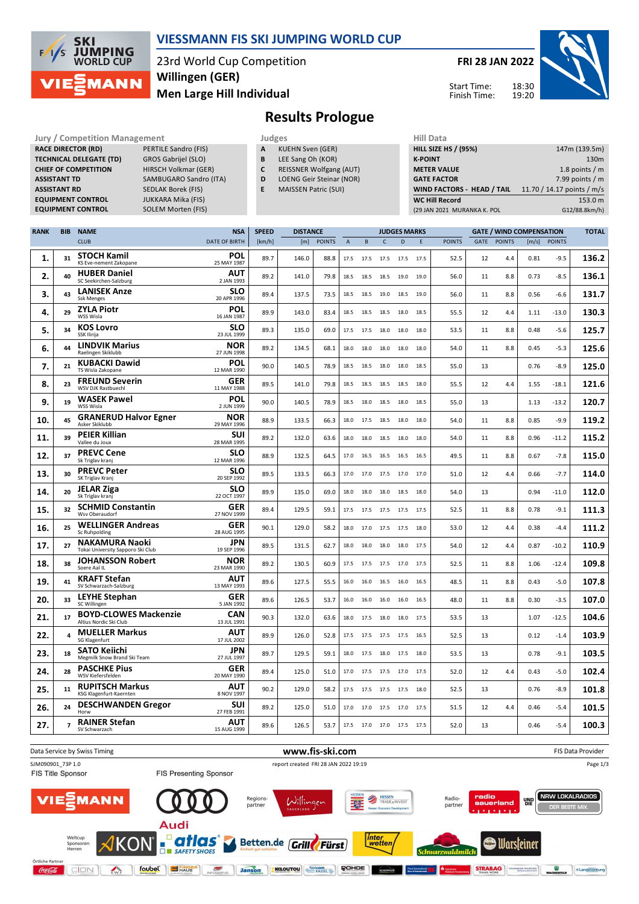# VIESSMANN FIS SKI JUMPING WORLD CUP

23rd World Cup Competition
**Willingen (GER)**
**Men Large Hill Individual**

**FRI 28 JAN 2022**

Start Time: 18:30
Finish Time: 19:20

## Results Prologue

| Jury / Competition Management | |
|---|---|
| RACE DIRECTOR (RD) | PERTILE Sandro (FIS) |
| TECHNICAL DELEGATE (TD) | GROS Gabrijel (SLO) |
| CHIEF OF COMPETITION | HIRSCH Volkmar (GER) |
| ASSISTANT TD | SAMBUGARO Sandro (ITA) |
| ASSISTANT RD | SEDLAK Borek (FIS) |
| EQUIPMENT CONTROL | JUKKARA Mika (FIS) |
| EQUIPMENT CONTROL | SOLEM Morten (FIS) |

| Judges | |
|---|---|
| A | KUEHN Sven (GER) |
| B | LEE Sang Oh (KOR) |
| C | REISSNER Wolfgang (AUT) |
| D | LOENG Geir Steinar (NOR) |
| E | MAISSEN Patric (SUI) |

| Hill Data | |
|---|---|
| HILL SIZE HS / (95%) | 147m (139.5m) |
| K-POINT | 130m |
| METER VALUE | 1.8 points / m |
| GATE FACTOR | 7.99 points / m |
| WIND FACTORS - HEAD / TAIL | 11.70 / 14.17 points / m/s |
| WC Hill Record | 153.0 m |
| (29 JAN 2021 MURANKA K. POL | G12/88.8km/h) |

| RANK | BIB | NAME / CLUB | NSA / DATE OF BIRTH | SPEED [km/h] | DISTANCE [m] | DISTANCE POINTS | A | B | C | D | E | JUDGES POINTS | GATE | GATE POINTS | WIND [m/s] | WIND POINTS | TOTAL |
|---|---|---|---|---|---|---|---|---|---|---|---|---|---|---|---|---|---|
| 1. | 31 | **STOCH Kamil** KS Eve-nement Zakopane | POL 25 MAY 1987 | 89.7 | 146.0 | 88.8 | 17.5 | 17.5 | 17.5 | 17.5 | 17.5 | 52.5 | 12 | 4.4 | 0.81 | -9.5 | 136.2 |
| 2. | 40 | **HUBER Daniel** SC Seekirchen-Salzburg | AUT 2 JAN 1993 | 89.2 | 141.0 | 79.8 | 18.5 | 18.5 | 18.5 | 19.0 | 19.0 | 56.0 | 11 | 8.8 | 0.73 | -8.5 | 136.1 |
| 3. | 43 | **LANISEK Anze** Ssk Menges | SLO 20 APR 1996 | 89.4 | 137.5 | 73.5 | 18.5 | 18.5 | 19.0 | 18.5 | 19.0 | 56.0 | 11 | 8.8 | 0.56 | -6.6 | 131.7 |
| 4. | 29 | **ZYLA Piotr** WSS Wisla | POL 16 JAN 1987 | 89.9 | 143.0 | 83.4 | 18.5 | 18.5 | 18.5 | 18.0 | 18.5 | 55.5 | 12 | 4.4 | 1.11 | -13.0 | 130.3 |
| 5. | 34 | **KOS Lovro** SSK Ilirija | SLO 23 JUL 1999 | 89.3 | 135.0 | 69.0 | 17.5 | 17.5 | 18.0 | 18.0 | 18.0 | 53.5 | 11 | 8.8 | 0.48 | -5.6 | 125.7 |
| 6. | 44 | **LINDVIK Marius** Raelingen Skiklubb | NOR 27 JUN 1998 | 89.2 | 134.5 | 68.1 | 18.0 | 18.0 | 18.0 | 18.0 | 18.0 | 54.0 | 11 | 8.8 | 0.45 | -5.3 | 125.6 |
| 7. | 21 | **KUBACKI Dawid** TS Wisla Zakopane | POL 12 MAR 1990 | 90.0 | 140.5 | 78.9 | 18.5 | 18.5 | 18.0 | 18.0 | 18.5 | 55.0 | 13 | | 0.76 | -8.9 | 125.0 |
| 8. | 23 | **FREUND Severin** WSV DJK Rastbuechl | GER 11 MAY 1988 | 89.5 | 141.0 | 79.8 | 18.5 | 18.5 | 18.5 | 18.5 | 18.0 | 55.5 | 12 | 4.4 | 1.55 | -18.1 | 121.6 |
| 9. | 19 | **WASEK Pawel** WSS Wisla | POL 2 JUN 1999 | 90.0 | 140.5 | 78.9 | 18.5 | 18.0 | 18.5 | 18.0 | 18.5 | 55.0 | 13 | | 1.13 | -13.2 | 120.7 |
| 10. | 45 | **GRANERUD Halvor Egner** Asker Skiklubb | NOR 29 MAY 1996 | 88.9 | 133.5 | 66.3 | 18.0 | 17.5 | 18.5 | 18.0 | 18.0 | 54.0 | 11 | 8.8 | 0.85 | -9.9 | 119.2 |
| 11. | 39 | **PEIER Killian** Vallee du Joux | SUI 28 MAR 1995 | 89.2 | 132.0 | 63.6 | 18.0 | 18.0 | 18.5 | 18.0 | 18.0 | 54.0 | 11 | 8.8 | 0.96 | -11.2 | 115.2 |
| 12. | 37 | **PREVC Cene** Sk Triglav kranj | SLO 12 MAR 1996 | 88.9 | 132.5 | 64.5 | 17.0 | 16.5 | 16.5 | 16.5 | 16.5 | 49.5 | 11 | 8.8 | 0.67 | -7.8 | 115.0 |
| 13. | 30 | **PREVC Peter** SK Triglav Kranj | SLO 20 SEP 1992 | 89.5 | 133.5 | 66.3 | 17.0 | 17.0 | 17.5 | 17.0 | 17.0 | 51.0 | 12 | 4.4 | 0.66 | -7.7 | 114.0 |
| 14. | 20 | **JELAR Ziga** Sk Triglav kranj | SLO 22 OCT 1997 | 89.9 | 135.0 | 69.0 | 18.0 | 18.0 | 18.0 | 18.5 | 18.0 | 54.0 | 13 | | 0.94 | -11.0 | 112.0 |
| 15. | 32 | **SCHMID Constantin** Wsv Oberaudorf | GER 27 NOV 1999 | 89.4 | 129.5 | 59.1 | 17.5 | 17.5 | 17.5 | 17.5 | 17.5 | 52.5 | 11 | 8.8 | 0.78 | -9.1 | 111.3 |
| 16. | 25 | **WELLINGER Andreas** Sc Ruhpolding | GER 28 AUG 1995 | 90.1 | 129.0 | 58.2 | 18.0 | 17.0 | 17.5 | 17.5 | 18.0 | 53.0 | 12 | 4.4 | 0.38 | -4.4 | 111.2 |
| 17. | 27 | **NAKAMURA Naoki** Tokai University Sapporo Ski Club | JPN 19 SEP 1996 | 89.5 | 131.5 | 62.7 | 18.0 | 18.0 | 18.0 | 18.0 | 17.5 | 54.0 | 12 | 4.4 | 0.87 | -10.2 | 110.9 |
| 18. | 38 | **JOHANSSON Robert** Soere Aal IL | NOR 23 MAR 1990 | 89.2 | 130.5 | 60.9 | 17.5 | 17.5 | 17.5 | 17.0 | 17.5 | 52.5 | 11 | 8.8 | 1.06 | -12.4 | 109.8 |
| 19. | 41 | **KRAFT Stefan** SV Schwarzach-Salzburg | AUT 13 MAY 1993 | 89.6 | 127.5 | 55.5 | 16.0 | 16.0 | 16.5 | 16.0 | 16.5 | 48.5 | 11 | 8.8 | 0.43 | -5.0 | 107.8 |
| 20. | 33 | **LEYHE Stephan** SC Willingen | GER 5 JAN 1992 | 89.6 | 126.5 | 53.7 | 16.0 | 16.0 | 16.0 | 16.0 | 16.5 | 48.0 | 11 | 8.8 | 0.30 | -3.5 | 107.0 |
| 21. | 17 | **BOYD-CLOWES Mackenzie** Altius Nordic Ski Club | CAN 13 JUL 1991 | 90.3 | 132.0 | 63.6 | 18.0 | 17.5 | 18.0 | 18.0 | 17.5 | 53.5 | 13 | | 1.07 | -12.5 | 104.6 |
| 22. | 4 | **MUELLER Markus** SG Klagenfurt | AUT 17 JUL 2002 | 89.9 | 126.0 | 52.8 | 17.5 | 17.5 | 17.5 | 17.5 | 16.5 | 52.5 | 13 | | 0.12 | -1.4 | 103.9 |
| 23. | 18 | **SATO Keiichi** Megmilk Snow Brand Ski Team | JPN 27 JUL 1997 | 89.7 | 129.5 | 59.1 | 18.0 | 17.5 | 18.0 | 17.5 | 18.0 | 53.5 | 13 | | 0.78 | -9.1 | 103.5 |
| 24. | 28 | **PASCHKE Pius** WSV Kiefersfelden | GER 20 MAY 1990 | 89.4 | 125.0 | 51.0 | 17.0 | 17.5 | 17.5 | 17.0 | 17.5 | 52.0 | 12 | 4.4 | 0.43 | -5.0 | 102.4 |
| 25. | 11 | **RUPITSCH Markus** KSG Klagenfurt-Kaernten | AUT 8 NOV 1997 | 90.2 | 129.0 | 58.2 | 17.5 | 17.5 | 17.5 | 17.5 | 18.0 | 52.5 | 13 | | 0.76 | -8.9 | 101.8 |
| 26. | 24 | **DESCHWANDEN Gregor** Horw | SUI 27 FEB 1991 | 89.2 | 125.0 | 51.0 | 17.0 | 17.0 | 17.5 | 17.0 | 17.5 | 51.5 | 12 | 4.4 | 0.46 | -5.4 | 101.5 |
| 27. | 7 | **RAINER Stefan** SV Schwarzach | AUT 15 AUG 1999 | 89.6 | 126.5 | 53.7 | 17.5 | 17.0 | 17.0 | 17.5 | 17.5 | 52.0 | 13 | | 0.46 | -5.4 | 100.3 |

Data Service by Swiss Timing — www.fis-ski.com — FIS Data Provider

SJM090901_73P 1.0 — report created FRI 28 JAN 2022 19:19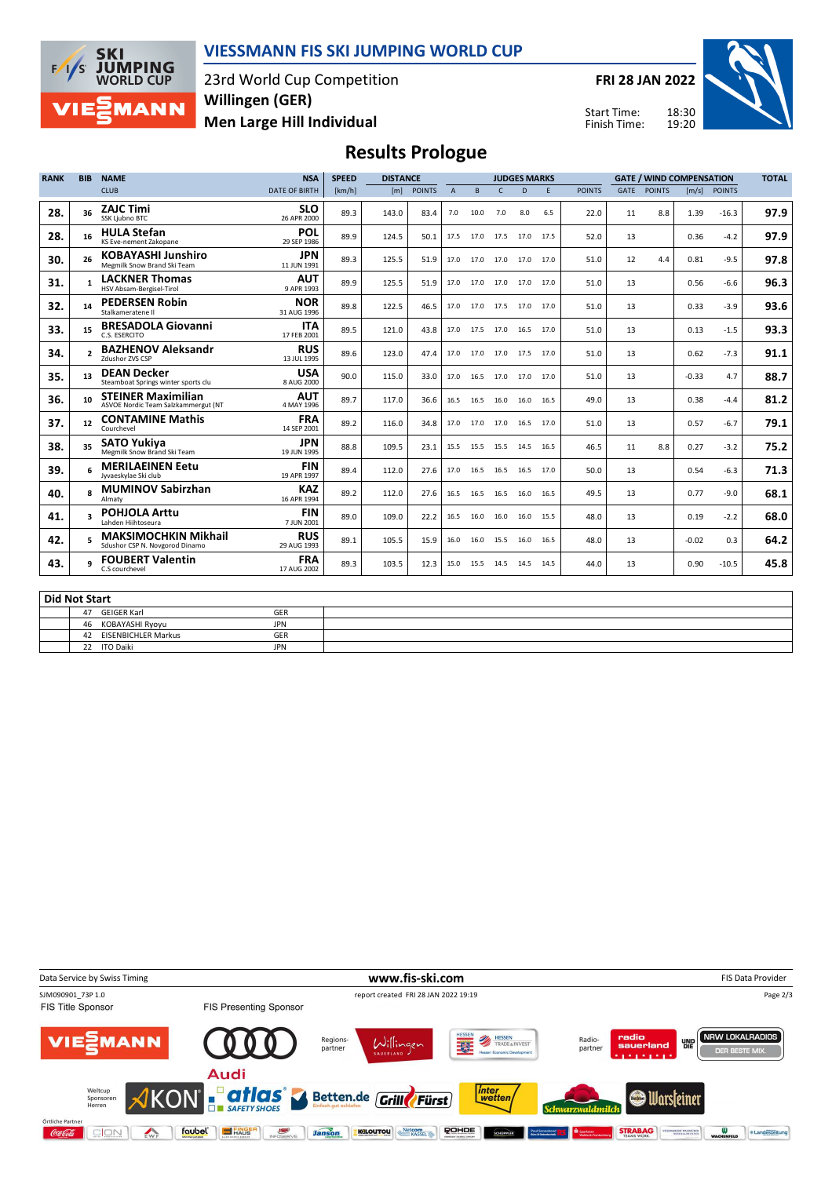# VIESSMANN FIS SKI JUMPING WORLD CUP

23rd World Cup Competition
Willingen (GER)
Men Large Hill Individual

FRI 28 JAN 2022

Start Time: 18:30
Finish Time: 19:20

## Results Prologue

| RANK | BIB | NAME / CLUB | NSA / DATE OF BIRTH | SPEED [km/h] | DISTANCE [m] | DISTANCE POINTS | A | B | C | D | E | JUDGES POINTS | GATE | GATE POINTS | WIND [m/s] | WIND POINTS | TOTAL |
|---|---|---|---|---|---|---|---|---|---|---|---|---|---|---|---|---|---|
| 28. | 36 | ZAJC Timi / SSK Ljubno BTC | SLO / 26 APR 2000 | 89.3 | 143.0 | 83.4 | 7.0 | 10.0 | 7.0 | 8.0 | 6.5 | 22.0 | 11 | 8.8 | 1.39 | -16.3 | 97.9 |
| 28. | 16 | HULA Stefan / KS Eve-nement Zakopane | POL / 29 SEP 1986 | 89.9 | 124.5 | 50.1 | 17.5 | 17.0 | 17.5 | 17.0 | 17.5 | 52.0 | 13 | | 0.36 | -4.2 | 97.9 |
| 30. | 26 | KOBAYASHI Junshiro / Megmilk Snow Brand Ski Team | JPN / 11 JUN 1991 | 89.3 | 125.5 | 51.9 | 17.0 | 17.0 | 17.0 | 17.0 | 17.0 | 51.0 | 12 | 4.4 | 0.81 | -9.5 | 97.8 |
| 31. | 1 | LACKNER Thomas / HSV Absam-Bergisel-Tirol | AUT / 9 APR 1993 | 89.9 | 125.5 | 51.9 | 17.0 | 17.0 | 17.0 | 17.0 | 17.0 | 51.0 | 13 | | 0.56 | -6.6 | 96.3 |
| 32. | 14 | PEDERSEN Robin / Stalkameratene Il | NOR / 31 AUG 1996 | 89.8 | 122.5 | 46.5 | 17.0 | 17.0 | 17.5 | 17.0 | 17.0 | 51.0 | 13 | | 0.33 | -3.9 | 93.6 |
| 33. | 15 | BRESADOLA Giovanni / C.S. ESERCITO | ITA / 17 FEB 2001 | 89.5 | 121.0 | 43.8 | 17.0 | 17.5 | 17.0 | 16.5 | 17.0 | 51.0 | 13 | | 0.13 | -1.5 | 93.3 |
| 34. | 2 | BAZHENOV Aleksandr / Zdushor ZVS CSP | RUS / 13 JUL 1995 | 89.6 | 123.0 | 47.4 | 17.0 | 17.0 | 17.0 | 17.5 | 17.0 | 51.0 | 13 | | 0.62 | -7.3 | 91.1 |
| 35. | 13 | DEAN Decker / Steamboat Springs winter sports clu | USA / 8 AUG 2000 | 90.0 | 115.0 | 33.0 | 17.0 | 16.5 | 17.0 | 17.0 | 17.0 | 51.0 | 13 | | -0.33 | 4.7 | 88.7 |
| 36. | 10 | STEINER Maximilian / ASVOE Nordic Team Salzkammergut (NT | AUT / 4 MAY 1996 | 89.7 | 117.0 | 36.6 | 16.5 | 16.5 | 16.0 | 16.0 | 16.5 | 49.0 | 13 | | 0.38 | -4.4 | 81.2 |
| 37. | 12 | CONTAMINE Mathis / Courchevel | FRA / 14 SEP 2001 | 89.2 | 116.0 | 34.8 | 17.0 | 17.0 | 17.0 | 16.5 | 17.0 | 51.0 | 13 | | 0.57 | -6.7 | 79.1 |
| 38. | 35 | SATO Yukiya / Megmilk Snow Brand Ski Team | JPN / 19 JUN 1995 | 88.8 | 109.5 | 23.1 | 15.5 | 15.5 | 15.5 | 14.5 | 16.5 | 46.5 | 11 | 8.8 | 0.27 | -3.2 | 75.2 |
| 39. | 6 | MERILAEINEN Eetu / Jyvaeskylae Ski club | FIN / 19 APR 1997 | 89.4 | 112.0 | 27.6 | 17.0 | 16.5 | 16.5 | 16.5 | 17.0 | 50.0 | 13 | | 0.54 | -6.3 | 71.3 |
| 40. | 8 | MUMINOV Sabirzhan / Almaty | KAZ / 16 APR 1994 | 89.2 | 112.0 | 27.6 | 16.5 | 16.5 | 16.5 | 16.0 | 16.5 | 49.5 | 13 | | 0.77 | -9.0 | 68.1 |
| 41. | 3 | POHJOLA Arttu / Lahden Hiihtoseura | FIN / 7 JUN 2001 | 89.0 | 109.0 | 22.2 | 16.5 | 16.0 | 16.0 | 16.0 | 15.5 | 48.0 | 13 | | 0.19 | -2.2 | 68.0 |
| 42. | 5 | MAKSIMOCHKIN Mikhail / Sdushor CSP N. Novgorod Dinamo | RUS / 29 AUG 1993 | 89.1 | 105.5 | 15.9 | 16.0 | 16.0 | 15.5 | 16.0 | 16.5 | 48.0 | 13 | | -0.02 | 0.3 | 64.2 |
| 43. | 9 | FOUBERT Valentin / C.S courchevel | FRA / 17 AUG 2002 | 89.3 | 103.5 | 12.3 | 15.0 | 15.5 | 14.5 | 14.5 | 14.5 | 44.0 | 13 | | 0.90 | -10.5 | 45.8 |

### Did Not Start

| BIB | NAME | NSA |
|---|---|---|
| 47 | GEIGER Karl | GER |
| 46 | KOBAYASHI Ryoyu | JPN |
| 42 | EISENBICHLER Markus | GER |
| 22 | ITO Daiki | JPN |

Data Service by Swiss Timing — www.fis-ski.com — FIS Data Provider

SJM090901_73P 1.0 — report created FRI 28 JAN 2022 19:19

FIS Title Sponsor — FIS Presenting Sponsor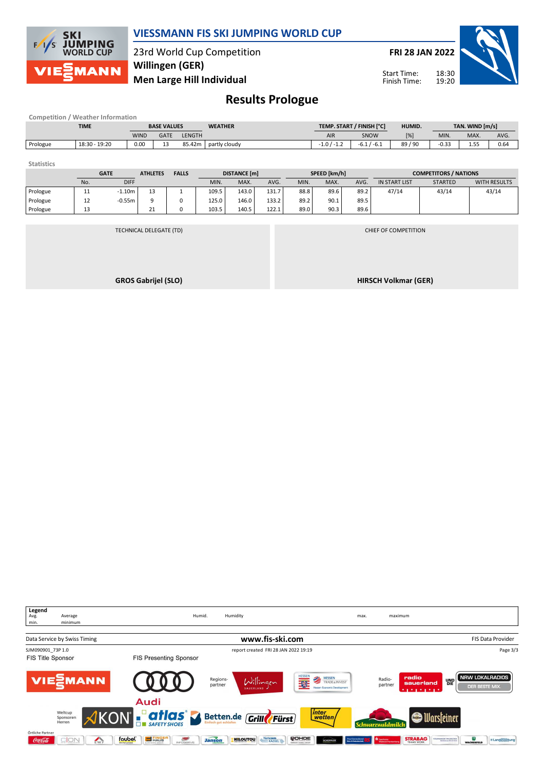# VIESSMANN FIS SKI JUMPING WORLD CUP

23rd World Cup Competition
**Willingen (GER)**
**Men Large Hill Individual**

**FRI 28 JAN 2022**
Start Time: 18:30
Finish Time: 19:20

## Results Prologue

Competition / Weather Information

| | TIME | BASE VALUES | | | WEATHER | TEMP. START / FINISH [°C] | | HUMID. | TAN. WIND [m/s] | | |
|---|---|---|---|---|---|---|---|---|---|---|---|
| | | WIND | GATE | LENGTH | | AIR | SNOW | [%] | MIN. | MAX. | AVG. |
| Prologue | 18:30 - 19:20 | 0.00 | 13 | 85.42m | partly cloudy | -1.0 / -1.2 | -6.1 / -6.1 | 89 / 90 | -0.33 | 1.55 | 0.64 |

Statistics

| | GATE | | ATHLETES | FALLS | DISTANCE [m] | | | SPEED [km/h] | | | COMPETITORS / NATIONS | | |
|---|---|---|---|---|---|---|---|---|---|---|---|---|---|
| | No. | DIFF | | | MIN. | MAX. | AVG. | MIN. | MAX. | AVG. | IN START LIST | STARTED | WITH RESULTS |
| Prologue | 11 | -1.10m | 13 | 1 | 109.5 | 143.0 | 131.7 | 88.8 | 89.6 | 89.2 | 47/14 | 43/14 | 43/14 |
| Prologue | 12 | -0.55m | 9 | 0 | 125.0 | 146.0 | 133.2 | 89.2 | 90.1 | 89.5 | | | |
| Prologue | 13 | | 21 | 0 | 103.5 | 140.5 | 122.1 | 89.0 | 90.3 | 89.6 | | | |

TECHNICAL DELEGATE (TD)
**GROS Gabrijel (SLO)**

CHIEF OF COMPETITION
**HIRSCH Volkmar (GER)**

**Legend**
Avg. Average
min. minimum
Humid. Humidity
max. maximum

Data Service by Swiss Timing
www.fis-ski.com
FIS Data Provider
SJM090901_73P 1.0
report created FRI 28 JAN 2022 19:19
FIS Title Sponsor
FIS Presenting Sponsor